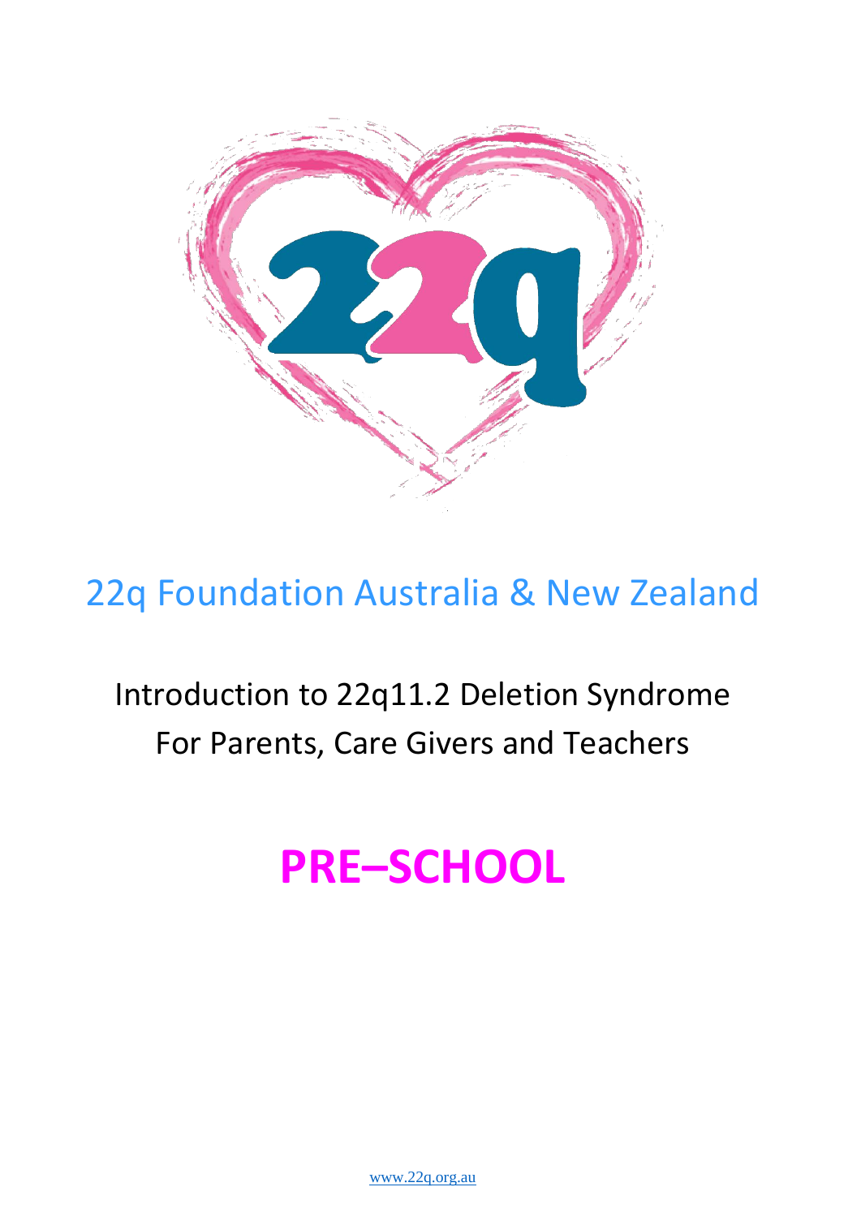22q Foundation Australia & New Zealand

Introduction to 22q11.2 Deletion Syndrome
For Parents, Care Givers and Teachers

# PRE–SCHOOL

www.22q.org.au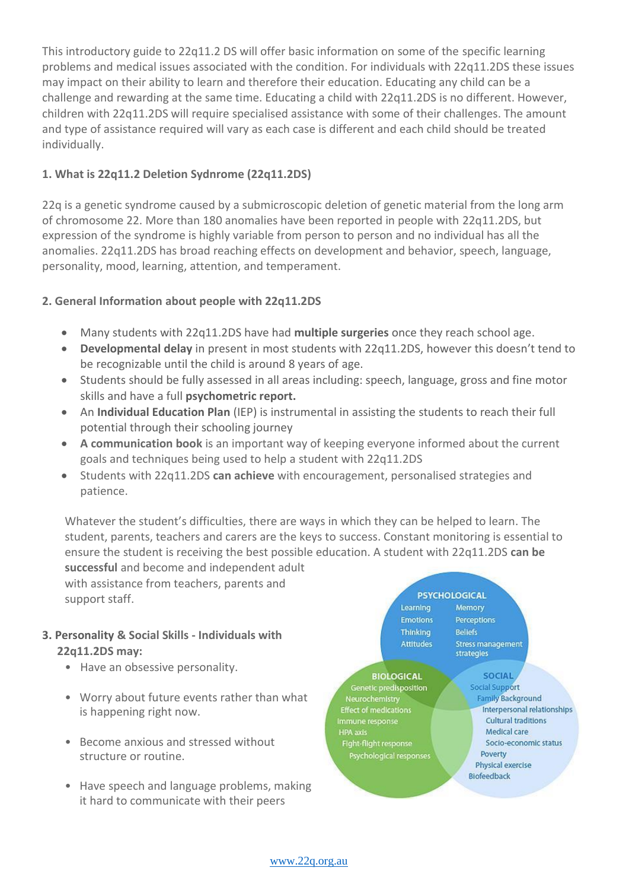This introductory guide to 22q11.2 DS will offer basic information on some of the specific learning problems and medical issues associated with the condition. For individuals with 22q11.2DS these issues may impact on their ability to learn and therefore their education. Educating any child can be a challenge and rewarding at the same time. Educating a child with 22q11.2DS is no different. However, children with 22q11.2DS will require specialised assistance with some of their challenges. The amount and type of assistance required will vary as each case is different and each child should be treated individually.

### 1. What is 22q11.2 Deletion Sydnrome (22q11.2DS)

22q is a genetic syndrome caused by a submicroscopic deletion of genetic material from the long arm of chromosome 22. More than 180 anomalies have been reported in people with 22q11.2DS, but expression of the syndrome is highly variable from person to person and no individual has all the anomalies. 22q11.2DS has broad reaching effects on development and behavior, speech, language, personality, mood, learning, attention, and temperament.

### 2. General Information about people with 22q11.2DS

- Many students with 22q11.2DS have had **multiple surgeries** once they reach school age.
- **Developmental delay** in present in most students with 22q11.2DS, however this doesn't tend to be recognizable until the child is around 8 years of age.
- Students should be fully assessed in all areas including: speech, language, gross and fine motor skills and have a full **psychometric report.**
- An **Individual Education Plan** (IEP) is instrumental in assisting the students to reach their full potential through their schooling journey
- **A communication book** is an important way of keeping everyone informed about the current goals and techniques being used to help a student with 22q11.2DS
- Students with 22q11.2DS **can achieve** with encouragement, personalised strategies and patience.

Whatever the student's difficulties, there are ways in which they can be helped to learn. The student, parents, teachers and carers are the keys to success. Constant monitoring is essential to ensure the student is receiving the best possible education. A student with 22q11.2DS **can be successful** and become and independent adult with assistance from teachers, parents and support staff.

### 3. Personality & Social Skills - Individuals with 22q11.2DS may:

- Have an obsessive personality.
- Worry about future events rather than what is happening right now.
- Become anxious and stressed without structure or routine.
- Have speech and language problems, making it hard to communicate with their peers

**PSYCHOLOGICAL**: Learning, Memory, Emotions, Perceptions, Thinking, Beliefs, Attitudes, Stress management strategies

**BIOLOGICAL**: Genetic predisposition, Neurochemistry, Effect of medications, Immune response, HPA axis, Fight-flight response, Psychological responses

**SOCIAL**: Social Support, Family Background, Interpersonal relationships, Cultural traditions, Medical care, Socio-economic status, Poverty, Physical exercise, Biofeedback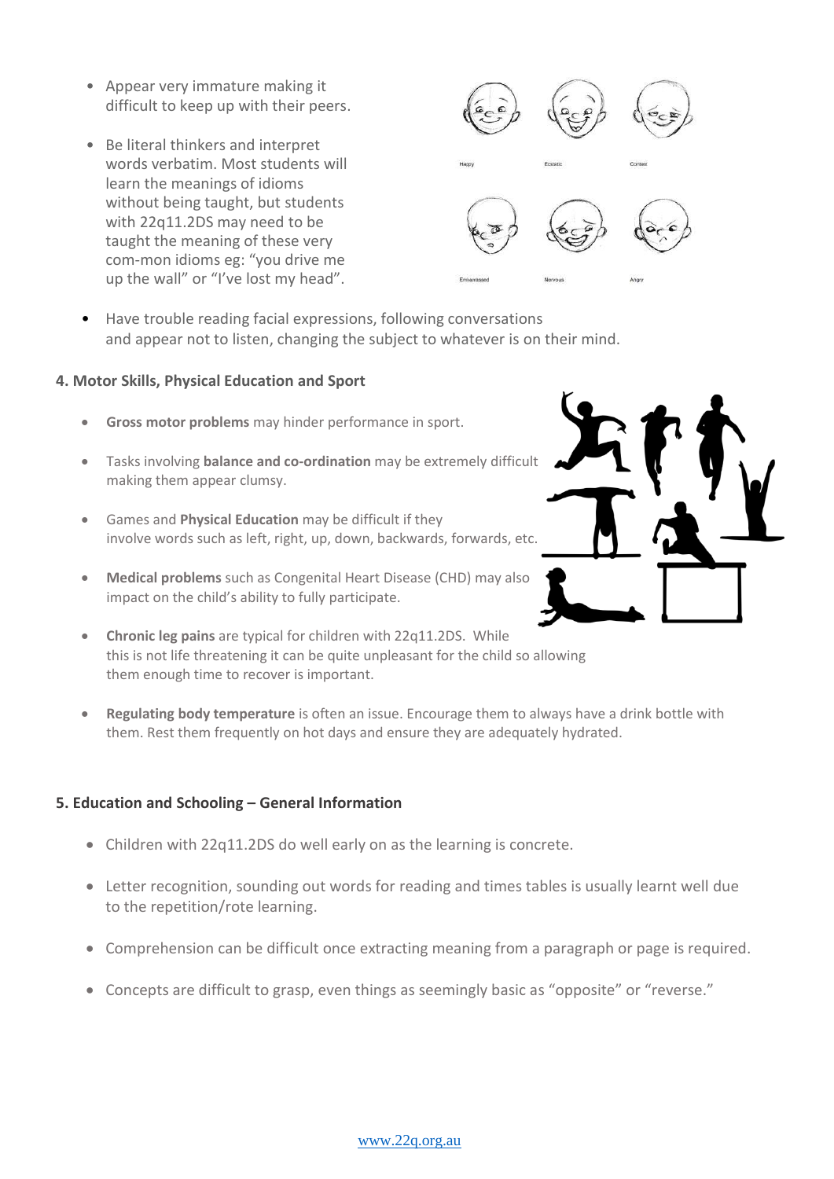- Appear very immature making it difficult to keep up with their peers.
- Be literal thinkers and interpret words verbatim. Most students will learn the meanings of idioms without being taught, but students with 22q11.2DS may need to be taught the meaning of these very com-mon idioms eg: "you drive me up the wall" or "I've lost my head".
- Have trouble reading facial expressions, following conversations and appear not to listen, changing the subject to whatever is on their mind.

### 4. Motor Skills, Physical Education and Sport

- **Gross motor problems** may hinder performance in sport.
- Tasks involving **balance and co-ordination** may be extremely difficult making them appear clumsy.
- Games and **Physical Education** may be difficult if they involve words such as left, right, up, down, backwards, forwards, etc.
- **Medical problems** such as Congenital Heart Disease (CHD) may also impact on the child's ability to fully participate.
- **Chronic leg pains** are typical for children with 22q11.2DS. While this is not life threatening it can be quite unpleasant for the child so allowing them enough time to recover is important.
- **Regulating body temperature** is often an issue. Encourage them to always have a drink bottle with them. Rest them frequently on hot days and ensure they are adequately hydrated.

### 5. Education and Schooling – General Information

- Children with 22q11.2DS do well early on as the learning is concrete.
- Letter recognition, sounding out words for reading and times tables is usually learnt well due to the repetition/rote learning.
- Comprehension can be difficult once extracting meaning from a paragraph or page is required.
- Concepts are difficult to grasp, even things as seemingly basic as "opposite" or "reverse."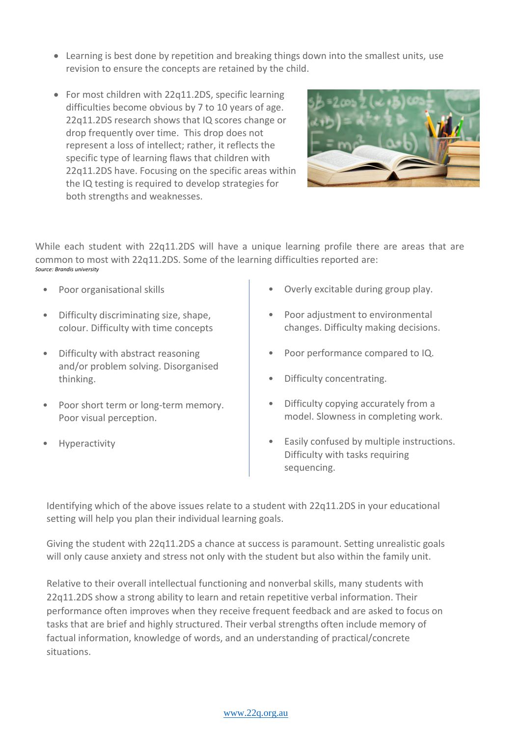- Learning is best done by repetition and breaking things down into the smallest units, use revision to ensure the concepts are retained by the child.

- For most children with 22q11.2DS, specific learning difficulties become obvious by 7 to 10 years of age. 22q11.2DS research shows that IQ scores change or drop frequently over time. This drop does not represent a loss of intellect; rather, it reflects the specific type of learning flaws that children with 22q11.2DS have. Focusing on the specific areas within the IQ testing is required to develop strategies for both strengths and weaknesses.

While each student with 22q11.2DS will have a unique learning profile there are areas that are common to most with 22q11.2DS. Some of the learning difficulties reported are:
*Source: Brandis university*

- Poor organisational skills
- Difficulty discriminating size, shape, colour. Difficulty with time concepts
- Difficulty with abstract reasoning and/or problem solving. Disorganised thinking.
- Poor short term or long-term memory. Poor visual perception.
- Hyperactivity
- Overly excitable during group play.
- Poor adjustment to environmental changes. Difficulty making decisions.
- Poor performance compared to IQ.
- Difficulty concentrating.
- Difficulty copying accurately from a model. Slowness in completing work.
- Easily confused by multiple instructions. Difficulty with tasks requiring sequencing.

Identifying which of the above issues relate to a student with 22q11.2DS in your educational setting will help you plan their individual learning goals.

Giving the student with 22q11.2DS a chance at success is paramount. Setting unrealistic goals will only cause anxiety and stress not only with the student but also within the family unit.

Relative to their overall intellectual functioning and nonverbal skills, many students with 22q11.2DS show a strong ability to learn and retain repetitive verbal information. Their performance often improves when they receive frequent feedback and are asked to focus on tasks that are brief and highly structured. Their verbal strengths often include memory of factual information, knowledge of words, and an understanding of practical/concrete situations.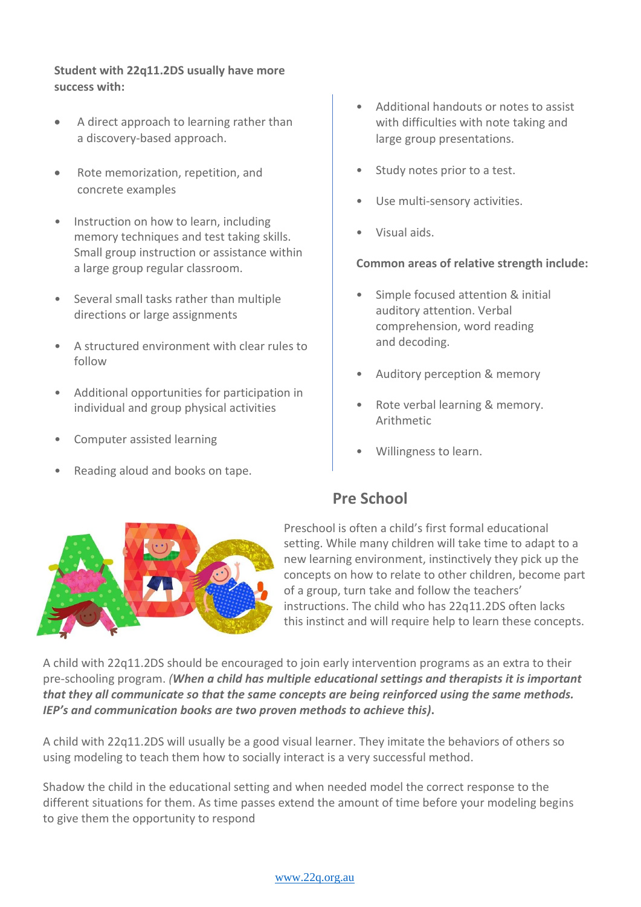**Student with 22q11.2DS usually have more success with:**

- A direct approach to learning rather than a discovery-based approach.
- Rote memorization, repetition, and concrete examples
- Instruction on how to learn, including memory techniques and test taking skills. Small group instruction or assistance within a large group regular classroom.
- Several small tasks rather than multiple directions or large assignments
- A structured environment with clear rules to follow
- Additional opportunities for participation in individual and group physical activities
- Computer assisted learning
- Reading aloud and books on tape.
- Additional handouts or notes to assist with difficulties with note taking and large group presentations.
- Study notes prior to a test.
- Use multi-sensory activities.
- Visual aids.

**Common areas of relative strength include:**

- Simple focused attention & initial auditory attention. Verbal comprehension, word reading and decoding.
- Auditory perception & memory
- Rote verbal learning & memory. Arithmetic
- Willingness to learn.

## Pre School

Preschool is often a child's first formal educational setting. While many children will take time to adapt to a new learning environment, instinctively they pick up the concepts on how to relate to other children, become part of a group, turn take and follow the teachers' instructions. The child who has 22q11.2DS often lacks this instinct and will require help to learn these concepts.

A child with 22q11.2DS should be encouraged to join early intervention programs as an extra to their pre-schooling program. ***(When a child has multiple educational settings and therapists it is important that they all communicate so that the same concepts are being reinforced using the same methods. IEP's and communication books are two proven methods to achieve this).***

A child with 22q11.2DS will usually be a good visual learner. They imitate the behaviors of others so using modeling to teach them how to socially interact is a very successful method.

Shadow the child in the educational setting and when needed model the correct response to the different situations for them. As time passes extend the amount of time before your modeling begins to give them the opportunity to respond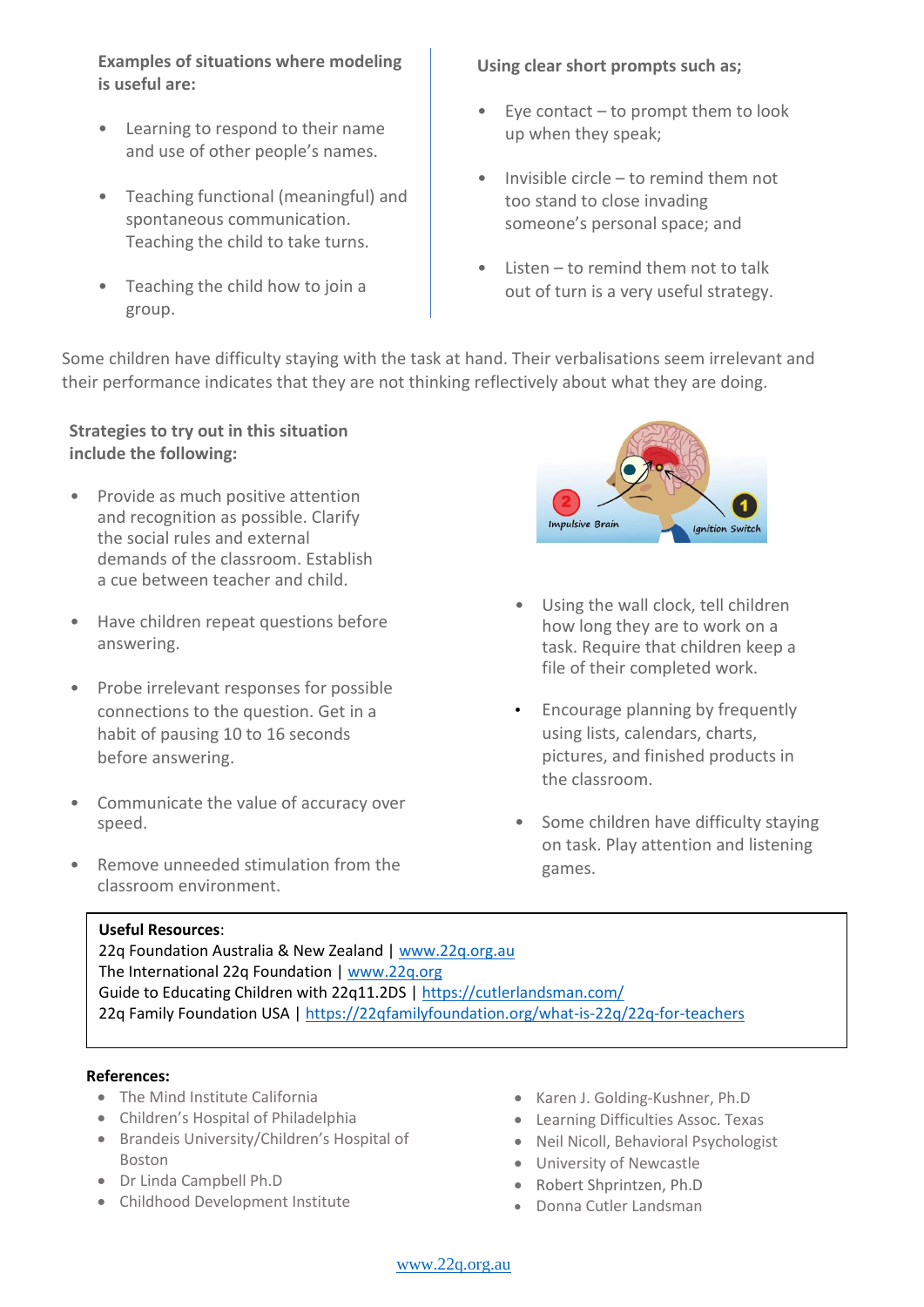**Examples of situations where modeling is useful are:**

- Learning to respond to their name and use of other people's names.
- Teaching functional (meaningful) and spontaneous communication. Teaching the child to take turns.
- Teaching the child how to join a group.

**Using clear short prompts such as;**

- Eye contact – to prompt them to look up when they speak;
- Invisible circle – to remind them not too stand to close invading someone's personal space; and
- Listen – to remind them not to talk out of turn is a very useful strategy.

Some children have difficulty staying with the task at hand. Their verbalisations seem irrelevant and their performance indicates that they are not thinking reflectively about what they are doing.

**Strategies to try out in this situation include the following:**

- Provide as much positive attention and recognition as possible. Clarify the social rules and external demands of the classroom. Establish a cue between teacher and child.
- Have children repeat questions before answering.
- Probe irrelevant responses for possible connections to the question. Get in a habit of pausing 10 to 16 seconds before answering.
- Communicate the value of accuracy over speed.
- Remove unneeded stimulation from the classroom environment.

2 Impulsive Brain

1 Ignition Switch

- Using the wall clock, tell children how long they are to work on a task. Require that children keep a file of their completed work.
- Encourage planning by frequently using lists, calendars, charts, pictures, and finished products in the classroom.
- Some children have difficulty staying on task. Play attention and listening games.

**Useful Resources**:
22q Foundation Australia & New Zealand | www.22q.org.au
The International 22q Foundation | www.22q.org
Guide to Educating Children with 22q11.2DS | https://cutlerlandsman.com/
22q Family Foundation USA | https://22qfamilyfoundation.org/what-is-22q/22q-for-teachers

**References:**

- The Mind Institute California
- Children's Hospital of Philadelphia
- Brandeis University/Children's Hospital of Boston
- Dr Linda Campbell Ph.D
- Childhood Development Institute
- Karen J. Golding-Kushner, Ph.D
- Learning Difficulties Assoc. Texas
- Neil Nicoll, Behavioral Psychologist
- University of Newcastle
- Robert Shprintzen, Ph.D
- Donna Cutler Landsman